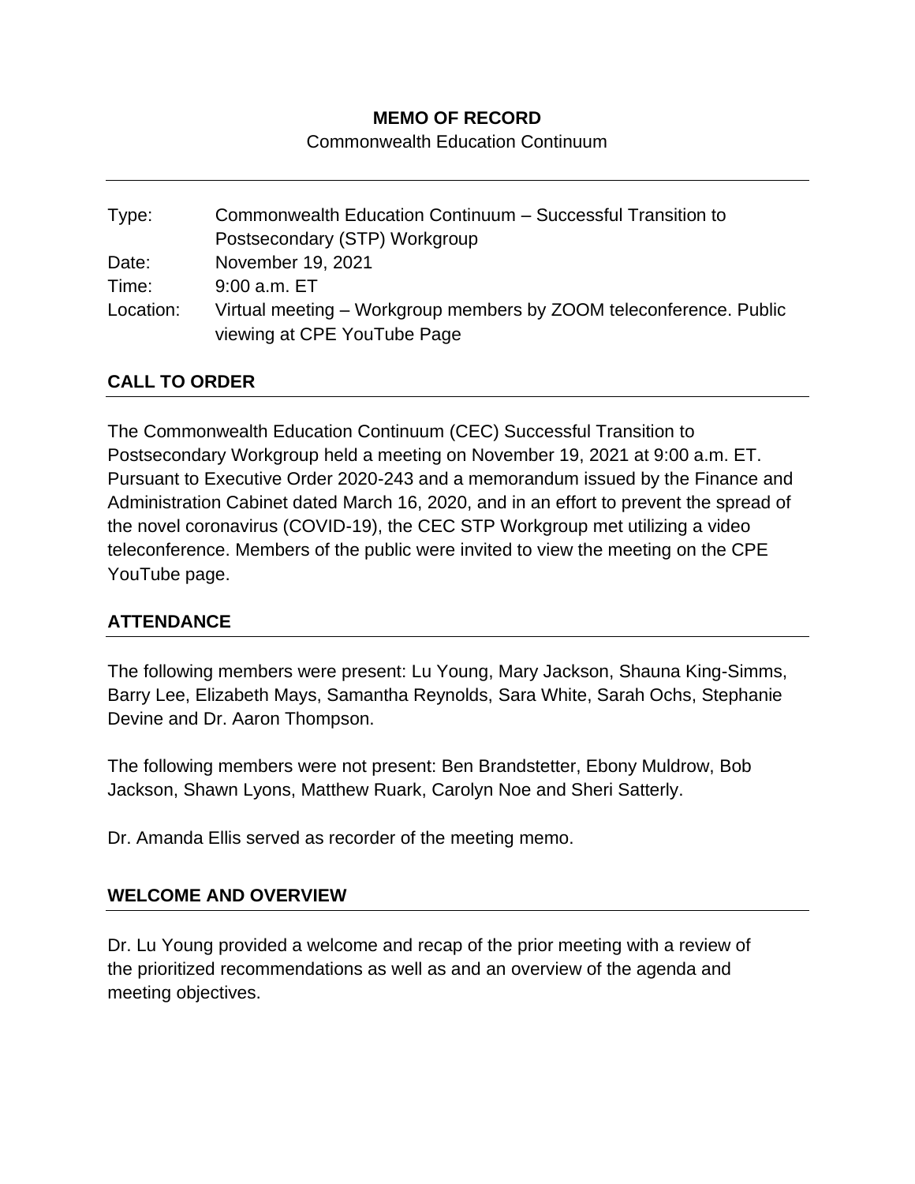**MEMO OF RECORD**

Commonwealth Education Continuum

---

| | |
|---|---|
| Type: | Commonwealth Education Continuum – Successful Transition to Postsecondary (STP) Workgroup |
| Date: | November 19, 2021 |
| Time: | 9:00 a.m. ET |
| Location: | Virtual meeting – Workgroup members by ZOOM teleconference. Public viewing at CPE YouTube Page |

## CALL TO ORDER

The Commonwealth Education Continuum (CEC) Successful Transition to Postsecondary Workgroup held a meeting on November 19, 2021 at 9:00 a.m. ET. Pursuant to Executive Order 2020-243 and a memorandum issued by the Finance and Administration Cabinet dated March 16, 2020, and in an effort to prevent the spread of the novel coronavirus (COVID-19), the CEC STP Workgroup met utilizing a video teleconference. Members of the public were invited to view the meeting on the CPE YouTube page.

## ATTENDANCE

The following members were present: Lu Young, Mary Jackson, Shauna King-Simms, Barry Lee, Elizabeth Mays, Samantha Reynolds, Sara White, Sarah Ochs, Stephanie Devine and Dr. Aaron Thompson.

The following members were not present: Ben Brandstetter, Ebony Muldrow, Bob Jackson, Shawn Lyons, Matthew Ruark, Carolyn Noe and Sheri Satterly.

Dr. Amanda Ellis served as recorder of the meeting memo.

## WELCOME AND OVERVIEW

Dr. Lu Young provided a welcome and recap of the prior meeting with a review of the prioritized recommendations as well as and an overview of the agenda and meeting objectives.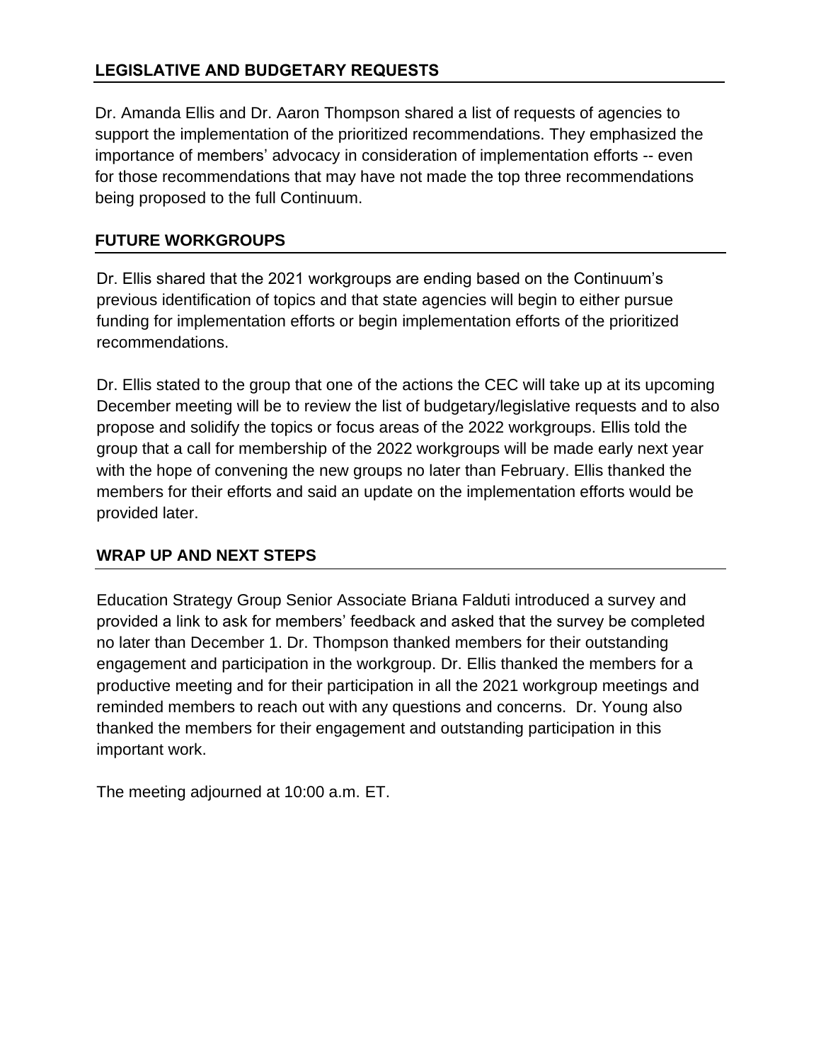## LEGISLATIVE AND BUDGETARY REQUESTS

Dr. Amanda Ellis and Dr. Aaron Thompson shared a list of requests of agencies to support the implementation of the prioritized recommendations. They emphasized the importance of members' advocacy in consideration of implementation efforts -- even for those recommendations that may have not made the top three recommendations being proposed to the full Continuum.

## FUTURE WORKGROUPS

Dr. Ellis shared that the 2021 workgroups are ending based on the Continuum's previous identification of topics and that state agencies will begin to either pursue funding for implementation efforts or begin implementation efforts of the prioritized recommendations.

Dr. Ellis stated to the group that one of the actions the CEC will take up at its upcoming December meeting will be to review the list of budgetary/legislative requests and to also propose and solidify the topics or focus areas of the 2022 workgroups. Ellis told the group that a call for membership of the 2022 workgroups will be made early next year with the hope of convening the new groups no later than February. Ellis thanked the members for their efforts and said an update on the implementation efforts would be provided later.

## WRAP UP AND NEXT STEPS

Education Strategy Group Senior Associate Briana Falduti introduced a survey and provided a link to ask for members' feedback and asked that the survey be completed no later than December 1. Dr. Thompson thanked members for their outstanding engagement and participation in the workgroup. Dr. Ellis thanked the members for a productive meeting and for their participation in all the 2021 workgroup meetings and reminded members to reach out with any questions and concerns. Dr. Young also thanked the members for their engagement and outstanding participation in this important work.

The meeting adjourned at 10:00 a.m. ET.